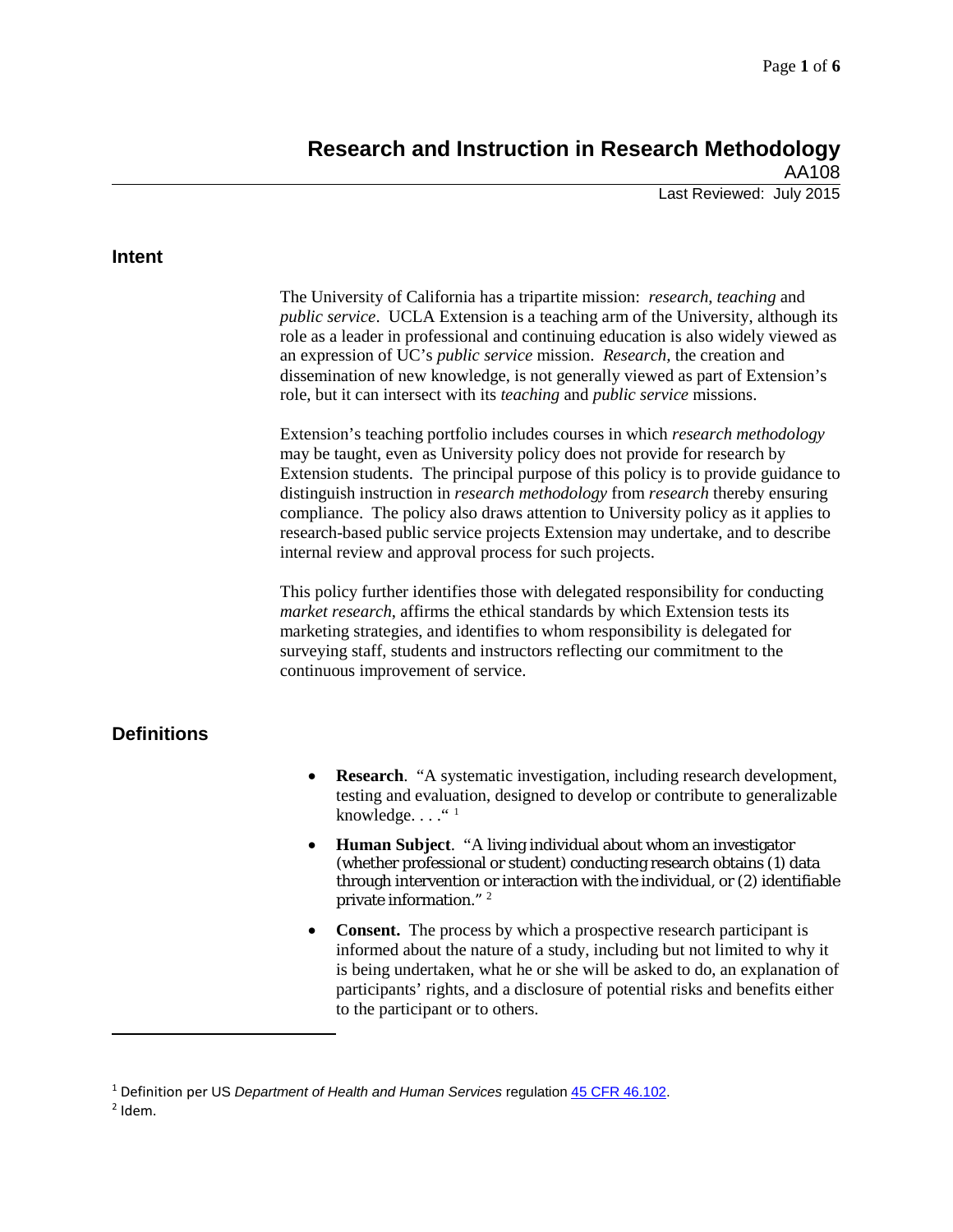# Research and Instruction in Research Methodology

AA108

Last Reviewed: July 2015

## Intent

The University of California has a tripartite mission: *research*, *teaching* and *public service*. UCLA Extension is a teaching arm of the University, although its role as a leader in professional and continuing education is also widely viewed as an expression of UC's *public service* mission. *Research*, the creation and dissemination of new knowledge, is not generally viewed as part of Extension's role, but it can intersect with its *teaching* and *public service* missions.

Extension's teaching portfolio includes courses in which *research methodology* may be taught, even as University policy does not provide for research by Extension students. The principal purpose of this policy is to provide guidance to distinguish instruction in *research methodology* from *research* thereby ensuring compliance. The policy also draws attention to University policy as it applies to research-based public service projects Extension may undertake, and to describe internal review and approval process for such projects.

This policy further identifies those with delegated responsibility for conducting *market research*, affirms the ethical standards by which Extension tests its marketing strategies, and identifies to whom responsibility is delegated for surveying staff, students and instructors reflecting our commitment to the continuous improvement of service.

## Definitions

- **Research**. "A systematic investigation, including research development, testing and evaluation, designed to develop or contribute to generalizable knowledge. . . ." [1]
- **Human Subject**. "A living individual about whom an investigator (whether professional or student) conducting research obtains (1) data through intervention or interaction with the individual, or (2) identifiable private information." [2]
- **Consent.** The process by which a prospective research participant is informed about the nature of a study, including but not limited to why it is being undertaken, what he or she will be asked to do, an explanation of participants' rights, and a disclosure of potential risks and benefits either to the participant or to others.

---

[1] Definition per US *Department of Health and Human Services* regulation 45 CFR 46.102.

[2] Idem.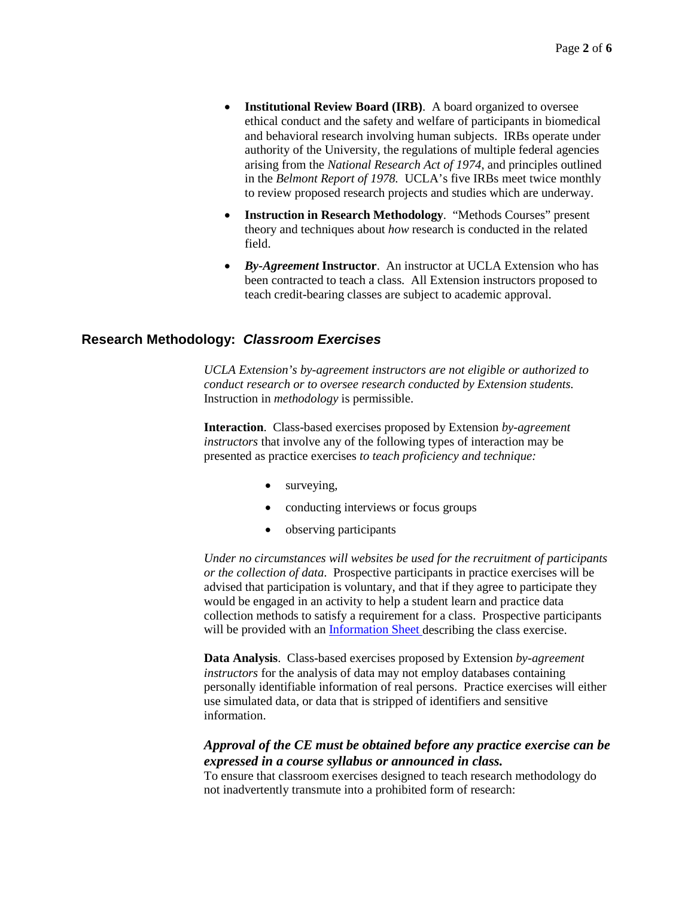- **Institutional Review Board (IRB)**. A board organized to oversee ethical conduct and the safety and welfare of participants in biomedical and behavioral research involving human subjects. IRBs operate under authority of the University, the regulations of multiple federal agencies arising from the *National Research Act of 1974*, and principles outlined in the *Belmont Report of 1978.* UCLA's five IRBs meet twice monthly to review proposed research projects and studies which are underway.

- **Instruction in Research Methodology**. "Methods Courses" present theory and techniques about *how* research is conducted in the related field.

- ***By-Agreement* Instructor**. An instructor at UCLA Extension who has been contracted to teach a class. All Extension instructors proposed to teach credit-bearing classes are subject to academic approval.

## Research Methodology: *Classroom Exercises*

*UCLA Extension's by-agreement instructors are not eligible or authorized to conduct research or to oversee research conducted by Extension students.* Instruction in *methodology* is permissible.

**Interaction**. Class-based exercises proposed by Extension *by-agreement instructors* that involve any of the following types of interaction may be presented as practice exercises *to teach proficiency and technique:*

- surveying,
- conducting interviews or focus groups
- observing participants

*Under no circumstances will websites be used for the recruitment of participants or the collection of data.* Prospective participants in practice exercises will be advised that participation is voluntary, and that if they agree to participate they would be engaged in an activity to help a student learn and practice data collection methods to satisfy a requirement for a class. Prospective participants will be provided with an Information Sheet describing the class exercise.

**Data Analysis**. Class-based exercises proposed by Extension *by-agreement instructors* for the analysis of data may not employ databases containing personally identifiable information of real persons. Practice exercises will either use simulated data, or data that is stripped of identifiers and sensitive information.

### *Approval of the CE must be obtained before any practice exercise can be expressed in a course syllabus or announced in class.*

To ensure that classroom exercises designed to teach research methodology do not inadvertently transmute into a prohibited form of research: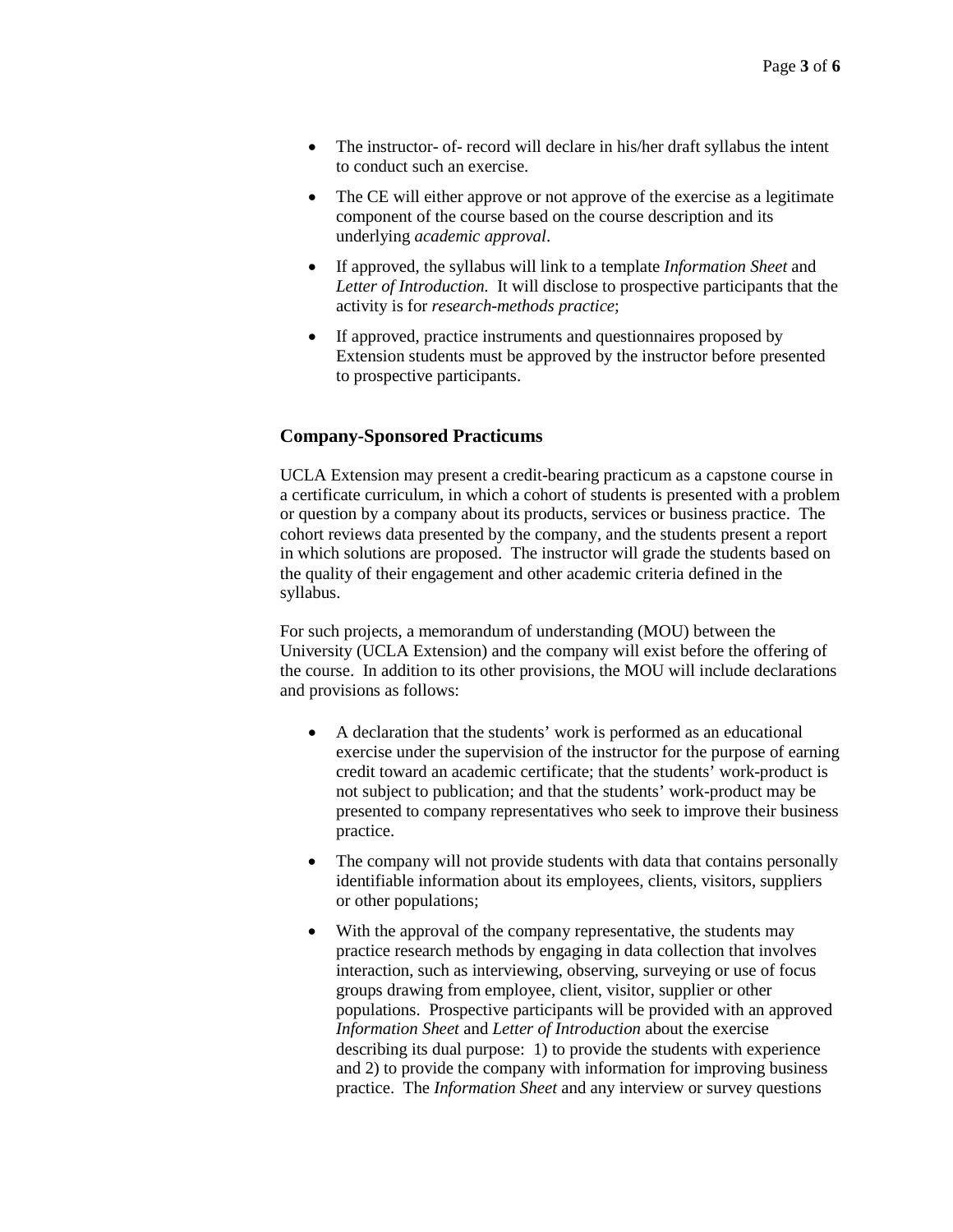- The instructor- of- record will declare in his/her draft syllabus the intent to conduct such an exercise.
- The CE will either approve or not approve of the exercise as a legitimate component of the course based on the course description and its underlying *academic approval*.
- If approved, the syllabus will link to a template *Information Sheet* and *Letter of Introduction.* It will disclose to prospective participants that the activity is for *research-methods practice*;
- If approved, practice instruments and questionnaires proposed by Extension students must be approved by the instructor before presented to prospective participants.

### Company-Sponsored Practicums

UCLA Extension may present a credit-bearing practicum as a capstone course in a certificate curriculum, in which a cohort of students is presented with a problem or question by a company about its products, services or business practice. The cohort reviews data presented by the company, and the students present a report in which solutions are proposed. The instructor will grade the students based on the quality of their engagement and other academic criteria defined in the syllabus.

For such projects, a memorandum of understanding (MOU) between the University (UCLA Extension) and the company will exist before the offering of the course. In addition to its other provisions, the MOU will include declarations and provisions as follows:

- A declaration that the students' work is performed as an educational exercise under the supervision of the instructor for the purpose of earning credit toward an academic certificate; that the students' work-product is not subject to publication; and that the students' work-product may be presented to company representatives who seek to improve their business practice.
- The company will not provide students with data that contains personally identifiable information about its employees, clients, visitors, suppliers or other populations;
- With the approval of the company representative, the students may practice research methods by engaging in data collection that involves interaction, such as interviewing, observing, surveying or use of focus groups drawing from employee, client, visitor, supplier or other populations. Prospective participants will be provided with an approved *Information Sheet* and *Letter of Introduction* about the exercise describing its dual purpose: 1) to provide the students with experience and 2) to provide the company with information for improving business practice. The *Information Sheet* and any interview or survey questions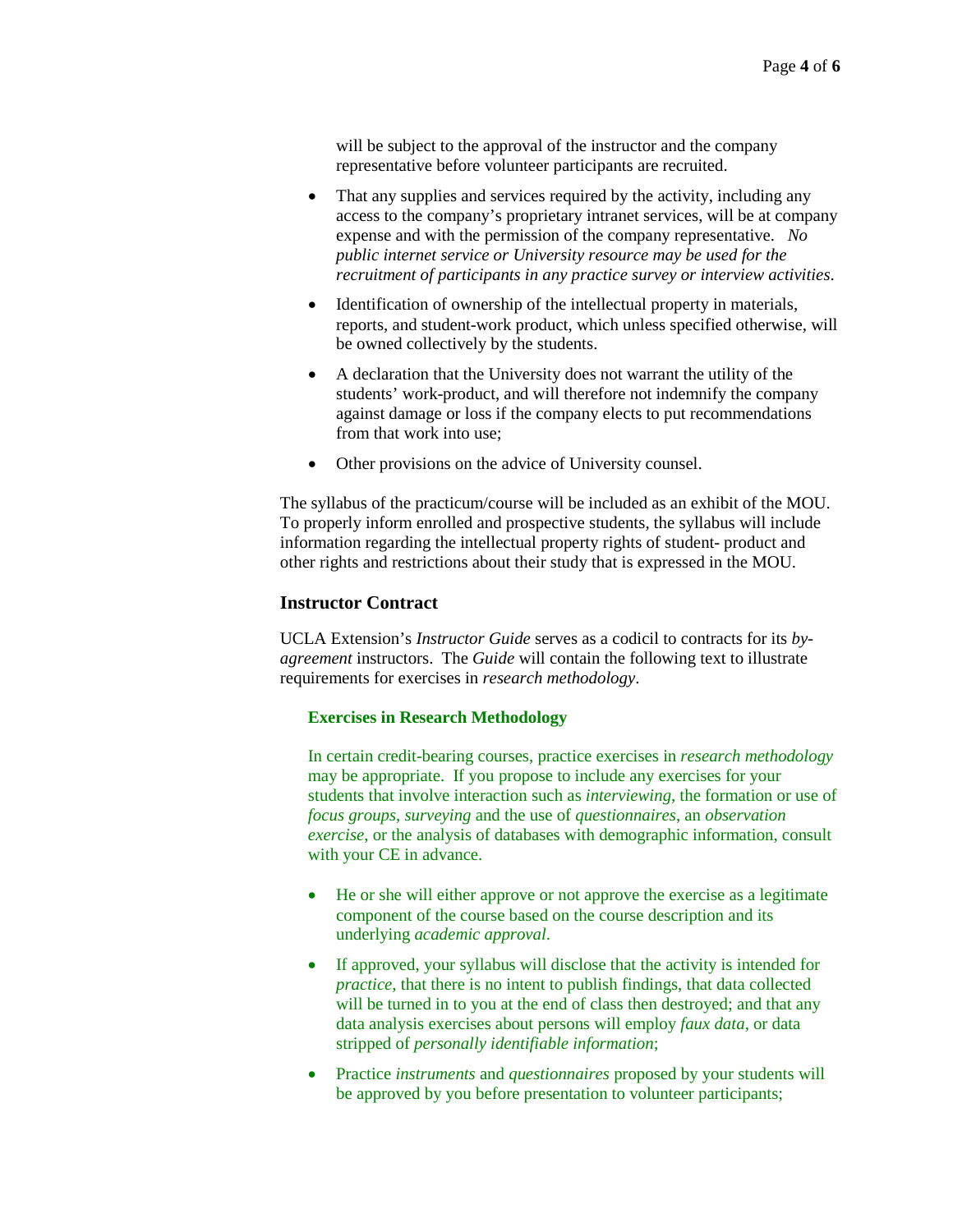will be subject to the approval of the instructor and the company representative before volunteer participants are recruited.

- That any supplies and services required by the activity, including any access to the company's proprietary intranet services, will be at company expense and with the permission of the company representative. *No public internet service or University resource may be used for the recruitment of participants in any practice survey or interview activities.*
- Identification of ownership of the intellectual property in materials, reports, and student-work product, which unless specified otherwise, will be owned collectively by the students.
- A declaration that the University does not warrant the utility of the students' work-product, and will therefore not indemnify the company against damage or loss if the company elects to put recommendations from that work into use;
- Other provisions on the advice of University counsel.

The syllabus of the practicum/course will be included as an exhibit of the MOU. To properly inform enrolled and prospective students, the syllabus will include information regarding the intellectual property rights of student- product and other rights and restrictions about their study that is expressed in the MOU.

### Instructor Contract

UCLA Extension's *Instructor Guide* serves as a codicil to contracts for its *by-agreement* instructors. The *Guide* will contain the following text to illustrate requirements for exercises in *research methodology*.

#### Exercises in Research Methodology

In certain credit-bearing courses, practice exercises in *research methodology* may be appropriate. If you propose to include any exercises for your students that involve interaction such as *interviewing*, the formation or use of *focus groups*, *surveying* and the use of *questionnaires*, an *observation exercise*, or the analysis of databases with demographic information, consult with your CE in advance.

- He or she will either approve or not approve the exercise as a legitimate component of the course based on the course description and its underlying *academic approval*.
- If approved, your syllabus will disclose that the activity is intended for *practice*, that there is no intent to publish findings, that data collected will be turned in to you at the end of class then destroyed; and that any data analysis exercises about persons will employ *faux data*, or data stripped of *personally identifiable information*;
- Practice *instruments* and *questionnaires* proposed by your students will be approved by you before presentation to volunteer participants;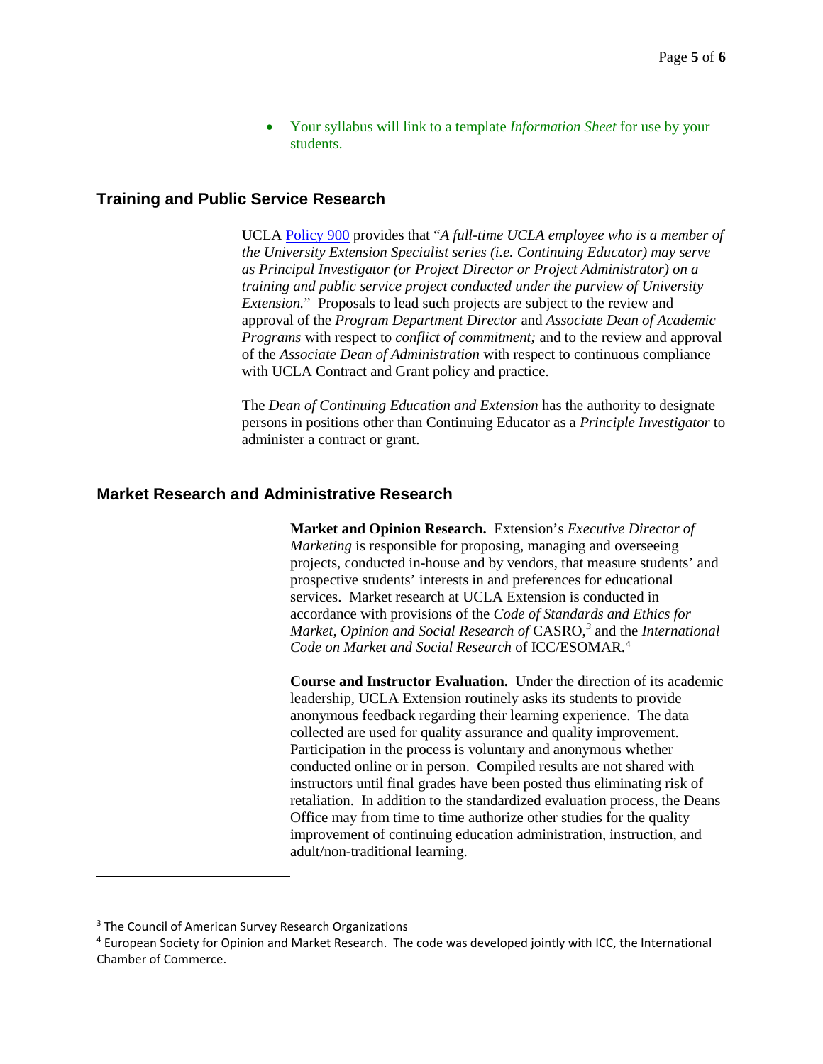- Your syllabus will link to a template *Information Sheet* for use by your students.

## Training and Public Service Research

UCLA [Policy 900](#) provides that "*A full-time UCLA employee who is a member of the University Extension Specialist series (i.e. Continuing Educator) may serve as Principal Investigator (or Project Director or Project Administrator) on a training and public service project conducted under the purview of University Extension.*" Proposals to lead such projects are subject to the review and approval of the *Program Department Director* and *Associate Dean of Academic Programs* with respect to *conflict of commitment;* and to the review and approval of the *Associate Dean of Administration* with respect to continuous compliance with UCLA Contract and Grant policy and practice.

The *Dean of Continuing Education and Extension* has the authority to designate persons in positions other than Continuing Educator as a *Principle Investigator* to administer a contract or grant.

## Market Research and Administrative Research

**Market and Opinion Research.** Extension's *Executive Director of Marketing* is responsible for proposing, managing and overseeing projects, conducted in-house and by vendors, that measure students' and prospective students' interests in and preferences for educational services. Market research at UCLA Extension is conducted in accordance with provisions of the *Code of Standards and Ethics for Market, Opinion and Social Research of* CASRO,[3] and the *International Code on Market and Social Research* of ICC/ESOMAR.[4]

**Course and Instructor Evaluation.** Under the direction of its academic leadership, UCLA Extension routinely asks its students to provide anonymous feedback regarding their learning experience. The data collected are used for quality assurance and quality improvement. Participation in the process is voluntary and anonymous whether conducted online or in person. Compiled results are not shared with instructors until final grades have been posted thus eliminating risk of retaliation. In addition to the standardized evaluation process, the Deans Office may from time to time authorize other studies for the quality improvement of continuing education administration, instruction, and adult/non-traditional learning.

---

[3] The Council of American Survey Research Organizations

[4] European Society for Opinion and Market Research. The code was developed jointly with ICC, the International Chamber of Commerce.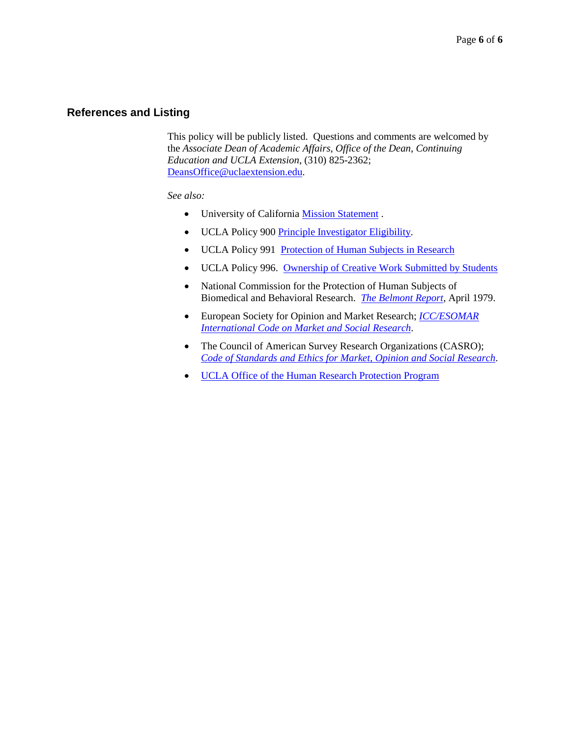## References and Listing

This policy will be publicly listed. Questions and comments are welcomed by the *Associate Dean of Academic Affairs, Office of the Dean, Continuing Education and UCLA Extension*, (310) 825-2362; DeansOffice@uclaextension.edu.

*See also:*

- University of California Mission Statement .
- UCLA Policy 900 Principle Investigator Eligibility.
- UCLA Policy 991 Protection of Human Subjects in Research
- UCLA Policy 996. Ownership of Creative Work Submitted by Students
- National Commission for the Protection of Human Subjects of Biomedical and Behavioral Research. *The Belmont Report*, April 1979.
- European Society for Opinion and Market Research; *ICC/ESOMAR International Code on Market and Social Research*.
- The Council of American Survey Research Organizations (CASRO); *Code of Standards and Ethics for Market, Opinion and Social Research*.
- UCLA Office of the Human Research Protection Program